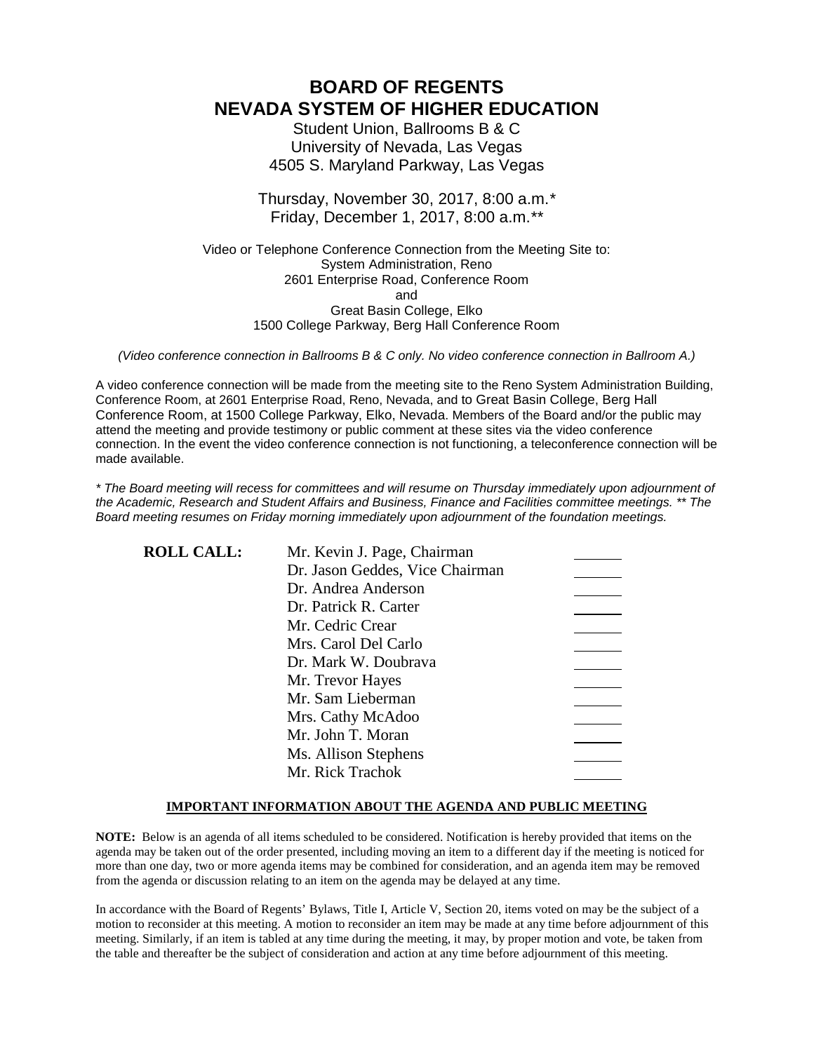# BOARD OF REGENTS
# NEVADA SYSTEM OF HIGHER EDUCATION

Student Union, Ballrooms B & C
University of Nevada, Las Vegas
4505 S. Maryland Parkway, Las Vegas

Thursday, November 30, 2017, 8:00 a.m.*
Friday, December 1, 2017, 8:00 a.m.**

Video or Telephone Conference Connection from the Meeting Site to:
System Administration, Reno
2601 Enterprise Road, Conference Room
and
Great Basin College, Elko
1500 College Parkway, Berg Hall Conference Room

*(Video conference connection in Ballrooms B & C only. No video conference connection in Ballroom A.)*

A video conference connection will be made from the meeting site to the Reno System Administration Building, Conference Room, at 2601 Enterprise Road, Reno, Nevada, and to Great Basin College, Berg Hall Conference Room, at 1500 College Parkway, Elko, Nevada. Members of the Board and/or the public may attend the meeting and provide testimony or public comment at these sites via the video conference connection. In the event the video conference connection is not functioning, a teleconference connection will be made available.

*\* The Board meeting will recess for committees and will resume on Thursday immediately upon adjournment of the Academic, Research and Student Affairs and Business, Finance and Facilities committee meetings. \*\* The Board meeting resumes on Friday morning immediately upon adjournment of the foundation meetings.*

**ROLL CALL:**

| | | |
|---|---|---|
| **ROLL CALL:** | Mr. Kevin J. Page, Chairman | ______ |
| | Dr. Jason Geddes, Vice Chairman | ______ |
| | Dr. Andrea Anderson | ______ |
| | Dr. Patrick R. Carter | ______ |
| | Mr. Cedric Crear | ______ |
| | Mrs. Carol Del Carlo | ______ |
| | Dr. Mark W. Doubrava | ______ |
| | Mr. Trevor Hayes | ______ |
| | Mr. Sam Lieberman | ______ |
| | Mrs. Cathy McAdoo | ______ |
| | Mr. John T. Moran | ______ |
| | Ms. Allison Stephens | ______ |
| | Mr. Rick Trachok | ______ |

**IMPORTANT INFORMATION ABOUT THE AGENDA AND PUBLIC MEETING**

**NOTE:** Below is an agenda of all items scheduled to be considered. Notification is hereby provided that items on the agenda may be taken out of the order presented, including moving an item to a different day if the meeting is noticed for more than one day, two or more agenda items may be combined for consideration, and an agenda item may be removed from the agenda or discussion relating to an item on the agenda may be delayed at any time.

In accordance with the Board of Regents' Bylaws, Title I, Article V, Section 20, items voted on may be the subject of a motion to reconsider at this meeting. A motion to reconsider an item may be made at any time before adjournment of this meeting. Similarly, if an item is tabled at any time during the meeting, it may, by proper motion and vote, be taken from the table and thereafter be the subject of consideration and action at any time before adjournment of this meeting.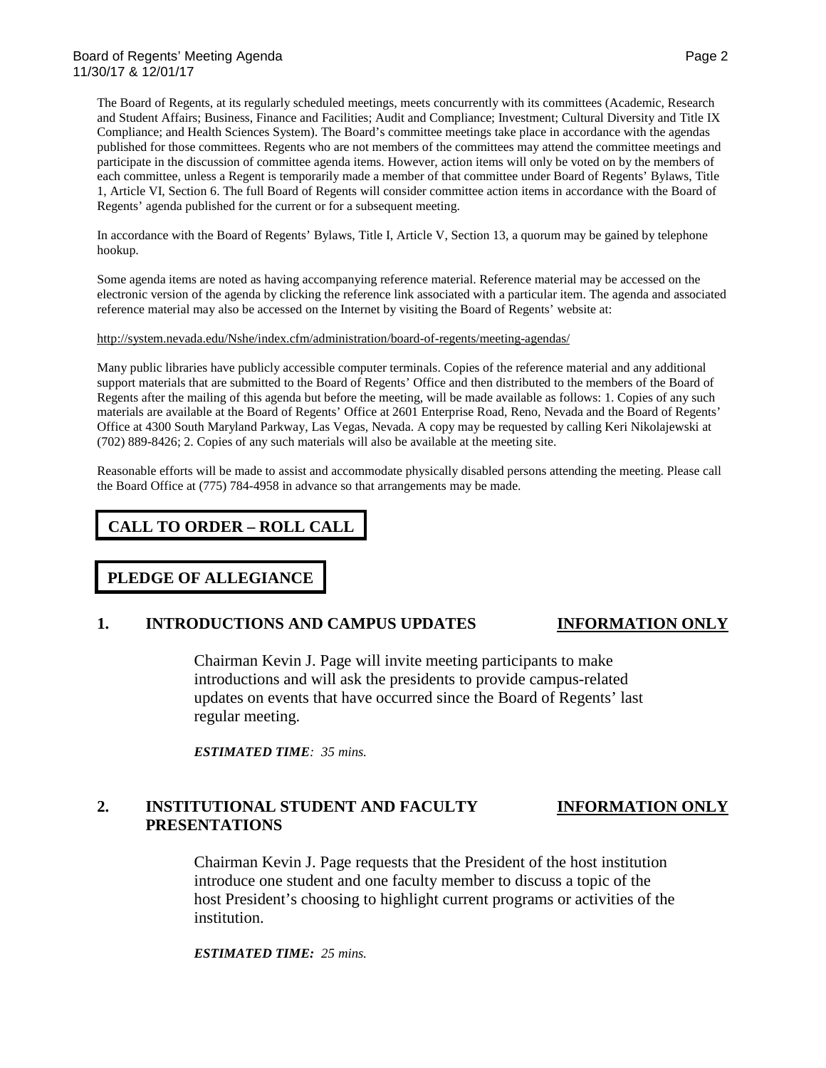The Board of Regents, at its regularly scheduled meetings, meets concurrently with its committees (Academic, Research and Student Affairs; Business, Finance and Facilities; Audit and Compliance; Investment; Cultural Diversity and Title IX Compliance; and Health Sciences System). The Board's committee meetings take place in accordance with the agendas published for those committees. Regents who are not members of the committees may attend the committee meetings and participate in the discussion of committee agenda items. However, action items will only be voted on by the members of each committee, unless a Regent is temporarily made a member of that committee under Board of Regents' Bylaws, Title 1, Article VI, Section 6. The full Board of Regents will consider committee action items in accordance with the Board of Regents' agenda published for the current or for a subsequent meeting.

In accordance with the Board of Regents' Bylaws, Title I, Article V, Section 13, a quorum may be gained by telephone hookup.

Some agenda items are noted as having accompanying reference material. Reference material may be accessed on the electronic version of the agenda by clicking the reference link associated with a particular item. The agenda and associated reference material may also be accessed on the Internet by visiting the Board of Regents' website at:

http://system.nevada.edu/Nshe/index.cfm/administration/board-of-regents/meeting-agendas/

Many public libraries have publicly accessible computer terminals. Copies of the reference material and any additional support materials that are submitted to the Board of Regents' Office and then distributed to the members of the Board of Regents after the mailing of this agenda but before the meeting, will be made available as follows: 1. Copies of any such materials are available at the Board of Regents' Office at 2601 Enterprise Road, Reno, Nevada and the Board of Regents' Office at 4300 South Maryland Parkway, Las Vegas, Nevada. A copy may be requested by calling Keri Nikolajewski at (702) 889-8426; 2. Copies of any such materials will also be available at the meeting site.

Reasonable efforts will be made to assist and accommodate physically disabled persons attending the meeting. Please call the Board Office at (775) 784-4958 in advance so that arrangements may be made.

## CALL TO ORDER – ROLL CALL

## PLEDGE OF ALLEGIANCE

### 1. INTRODUCTIONS AND CAMPUS UPDATES — INFORMATION ONLY

Chairman Kevin J. Page will invite meeting participants to make introductions and will ask the presidents to provide campus-related updates on events that have occurred since the Board of Regents' last regular meeting.

***ESTIMATED TIME****: 35 mins.*

### 2. INSTITUTIONAL STUDENT AND FACULTY PRESENTATIONS — INFORMATION ONLY

Chairman Kevin J. Page requests that the President of the host institution introduce one student and one faculty member to discuss a topic of the host President's choosing to highlight current programs or activities of the institution.

***ESTIMATED TIME:*** *25 mins.*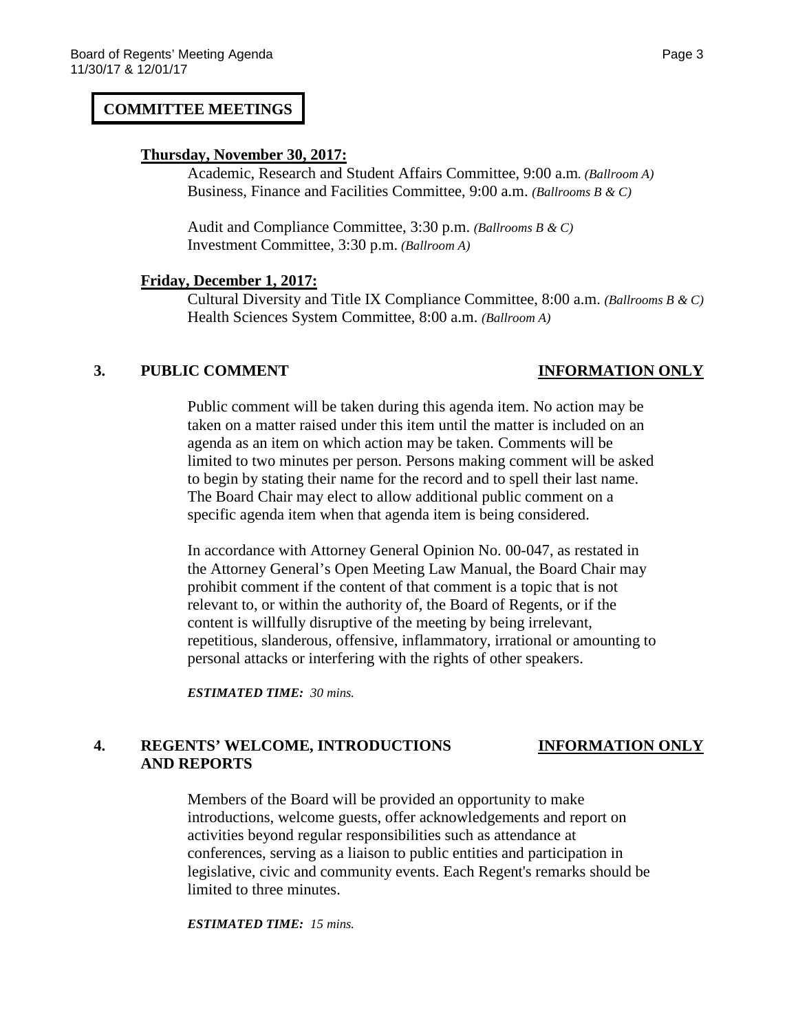## COMMITTEE MEETINGS

**Thursday, November 30, 2017:**

Academic, Research and Student Affairs Committee, 9:00 a.m. *(Ballroom A)*
Business, Finance and Facilities Committee, 9:00 a.m. *(Ballrooms B & C)*

Audit and Compliance Committee, 3:30 p.m. *(Ballrooms B & C)*
Investment Committee, 3:30 p.m. *(Ballroom A)*

**Friday, December 1, 2017:**

Cultural Diversity and Title IX Compliance Committee, 8:00 a.m. *(Ballrooms B & C)*
Health Sciences System Committee, 8:00 a.m. *(Ballroom A)*

### 3. PUBLIC COMMENT — INFORMATION ONLY

Public comment will be taken during this agenda item. No action may be taken on a matter raised under this item until the matter is included on an agenda as an item on which action may be taken. Comments will be limited to two minutes per person. Persons making comment will be asked to begin by stating their name for the record and to spell their last name. The Board Chair may elect to allow additional public comment on a specific agenda item when that agenda item is being considered.

In accordance with Attorney General Opinion No. 00-047, as restated in the Attorney General's Open Meeting Law Manual, the Board Chair may prohibit comment if the content of that comment is a topic that is not relevant to, or within the authority of, the Board of Regents, or if the content is willfully disruptive of the meeting by being irrelevant, repetitious, slanderous, offensive, inflammatory, irrational or amounting to personal attacks or interfering with the rights of other speakers.

***ESTIMATED TIME:** 30 mins.*

### 4. REGENTS' WELCOME, INTRODUCTIONS AND REPORTS — INFORMATION ONLY

Members of the Board will be provided an opportunity to make introductions, welcome guests, offer acknowledgements and report on activities beyond regular responsibilities such as attendance at conferences, serving as a liaison to public entities and participation in legislative, civic and community events. Each Regent's remarks should be limited to three minutes.

***ESTIMATED TIME:** 15 mins.*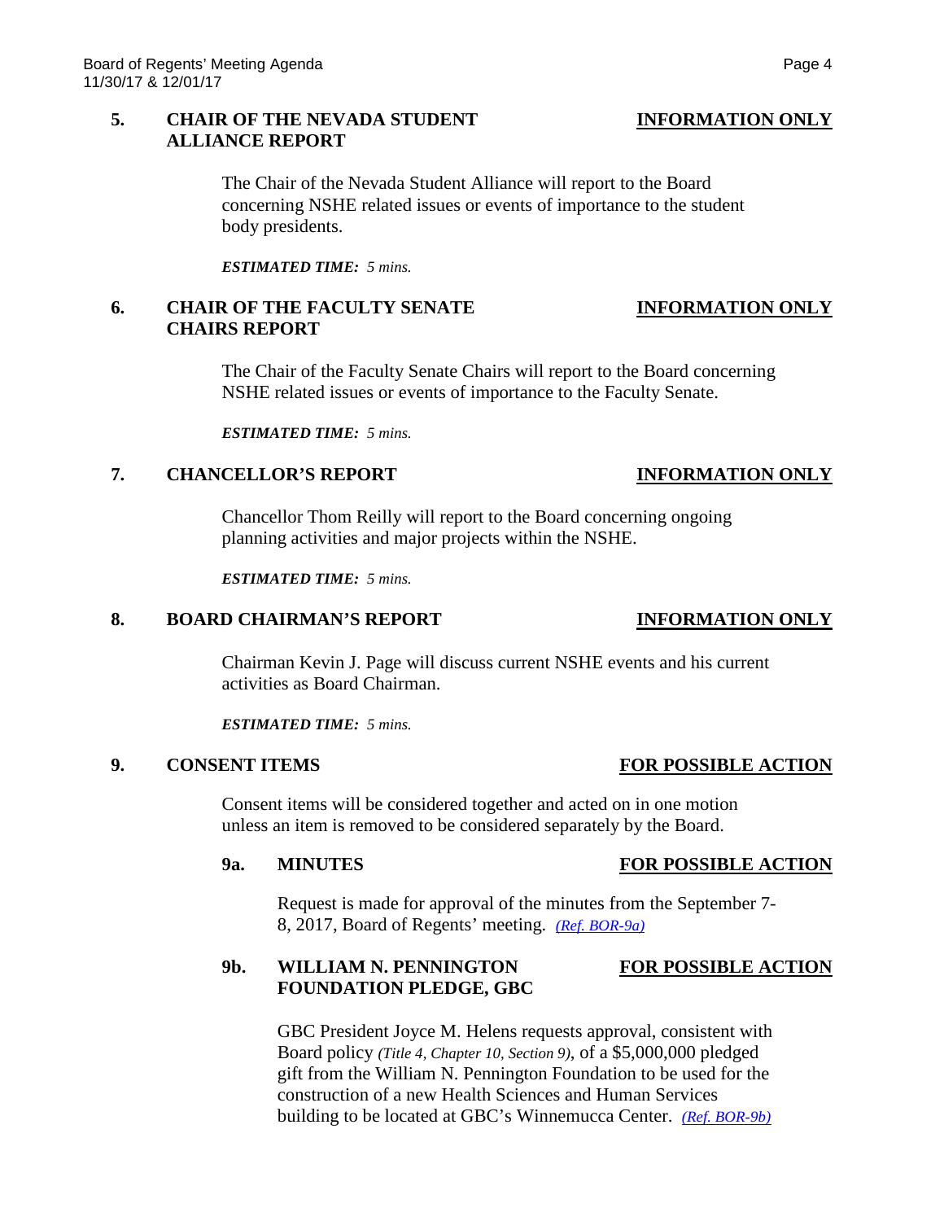### 5. CHAIR OF THE NEVADA STUDENT ALLIANCE REPORT — INFORMATION ONLY

The Chair of the Nevada Student Alliance will report to the Board concerning NSHE related issues or events of importance to the student body presidents.

***ESTIMATED TIME:*** *5 mins.*

### 6. CHAIR OF THE FACULTY SENATE CHAIRS REPORT — INFORMATION ONLY

The Chair of the Faculty Senate Chairs will report to the Board concerning NSHE related issues or events of importance to the Faculty Senate.

***ESTIMATED TIME:*** *5 mins.*

### 7. CHANCELLOR'S REPORT — INFORMATION ONLY

Chancellor Thom Reilly will report to the Board concerning ongoing planning activities and major projects within the NSHE.

***ESTIMATED TIME:*** *5 mins.*

### 8. BOARD CHAIRMAN'S REPORT — INFORMATION ONLY

Chairman Kevin J. Page will discuss current NSHE events and his current activities as Board Chairman.

***ESTIMATED TIME:*** *5 mins.*

### 9. CONSENT ITEMS — FOR POSSIBLE ACTION

Consent items will be considered together and acted on in one motion unless an item is removed to be considered separately by the Board.

#### 9a. MINUTES — FOR POSSIBLE ACTION

Request is made for approval of the minutes from the September 7-8, 2017, Board of Regents' meeting. *(Ref. BOR-9a)*

#### 9b. WILLIAM N. PENNINGTON FOUNDATION PLEDGE, GBC — FOR POSSIBLE ACTION

GBC President Joyce M. Helens requests approval, consistent with Board policy *(Title 4, Chapter 10, Section 9)*, of a $5,000,000 pledged gift from the William N. Pennington Foundation to be used for the construction of a new Health Sciences and Human Services building to be located at GBC's Winnemucca Center. *(Ref. BOR-9b)*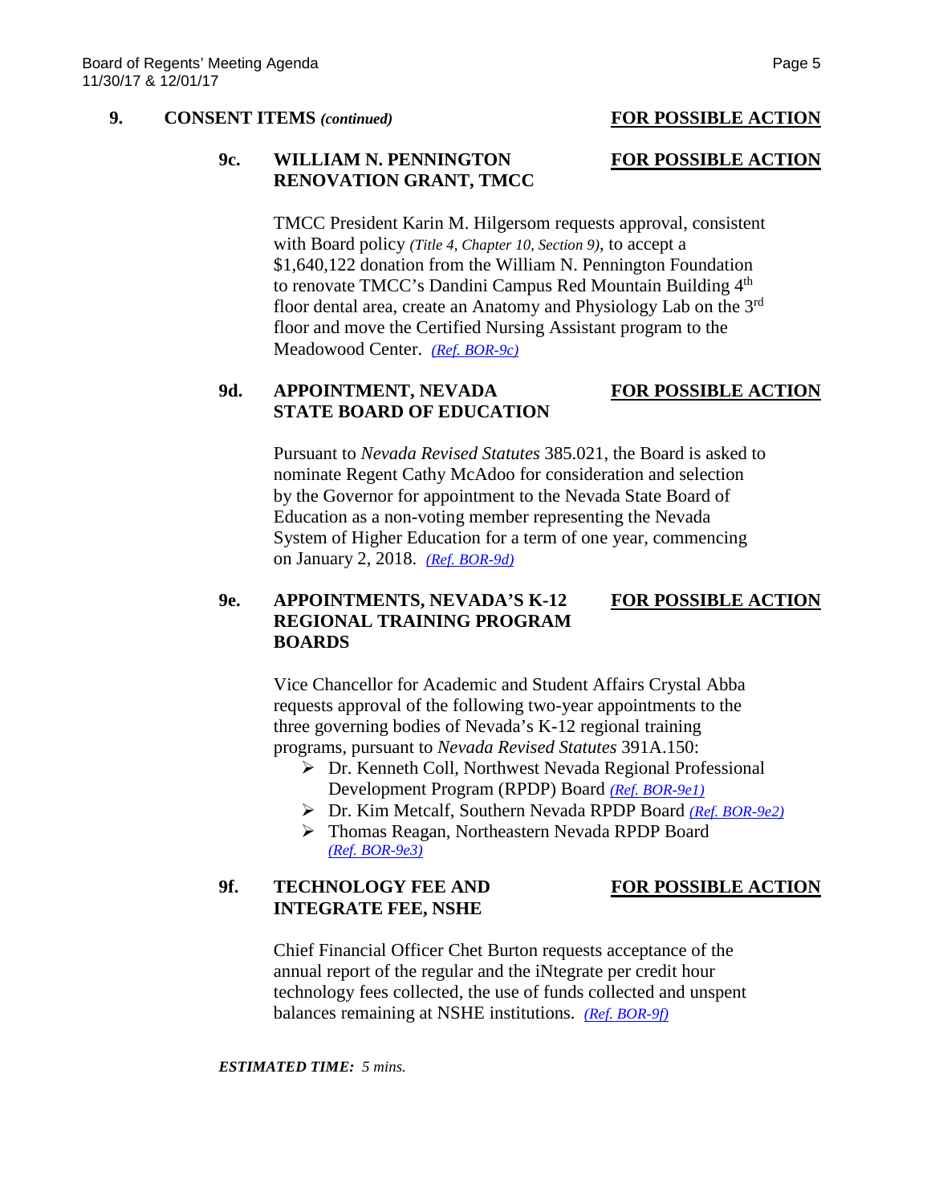## 9. CONSENT ITEMS *(continued)* **FOR POSSIBLE ACTION**

### 9c. WILLIAM N. PENNINGTON RENOVATION GRANT, TMCC **FOR POSSIBLE ACTION**

TMCC President Karin M. Hilgersom requests approval, consistent with Board policy *(Title 4, Chapter 10, Section 9)*, to accept a $1,640,122 donation from the William N. Pennington Foundation to renovate TMCC's Dandini Campus Red Mountain Building 4th floor dental area, create an Anatomy and Physiology Lab on the 3rd floor and move the Certified Nursing Assistant program to the Meadowood Center. *(Ref. BOR-9c)*

### 9d. APPOINTMENT, NEVADA STATE BOARD OF EDUCATION **FOR POSSIBLE ACTION**

Pursuant to *Nevada Revised Statutes* 385.021, the Board is asked to nominate Regent Cathy McAdoo for consideration and selection by the Governor for appointment to the Nevada State Board of Education as a non-voting member representing the Nevada System of Higher Education for a term of one year, commencing on January 2, 2018. *(Ref. BOR-9d)*

### 9e. APPOINTMENTS, NEVADA'S K-12 REGIONAL TRAINING PROGRAM BOARDS **FOR POSSIBLE ACTION**

Vice Chancellor for Academic and Student Affairs Crystal Abba requests approval of the following two-year appointments to the three governing bodies of Nevada's K-12 regional training programs, pursuant to *Nevada Revised Statutes* 391A.150:

- Dr. Kenneth Coll, Northwest Nevada Regional Professional Development Program (RPDP) Board *(Ref. BOR-9e1)*
- Dr. Kim Metcalf, Southern Nevada RPDP Board *(Ref. BOR-9e2)*
- Thomas Reagan, Northeastern Nevada RPDP Board *(Ref. BOR-9e3)*

### 9f. TECHNOLOGY FEE AND INTEGRATE FEE, NSHE **FOR POSSIBLE ACTION**

Chief Financial Officer Chet Burton requests acceptance of the annual report of the regular and the iNtegrate per credit hour technology fees collected, the use of funds collected and unspent balances remaining at NSHE institutions. *(Ref. BOR-9f)*

***ESTIMATED TIME:*** *5 mins.*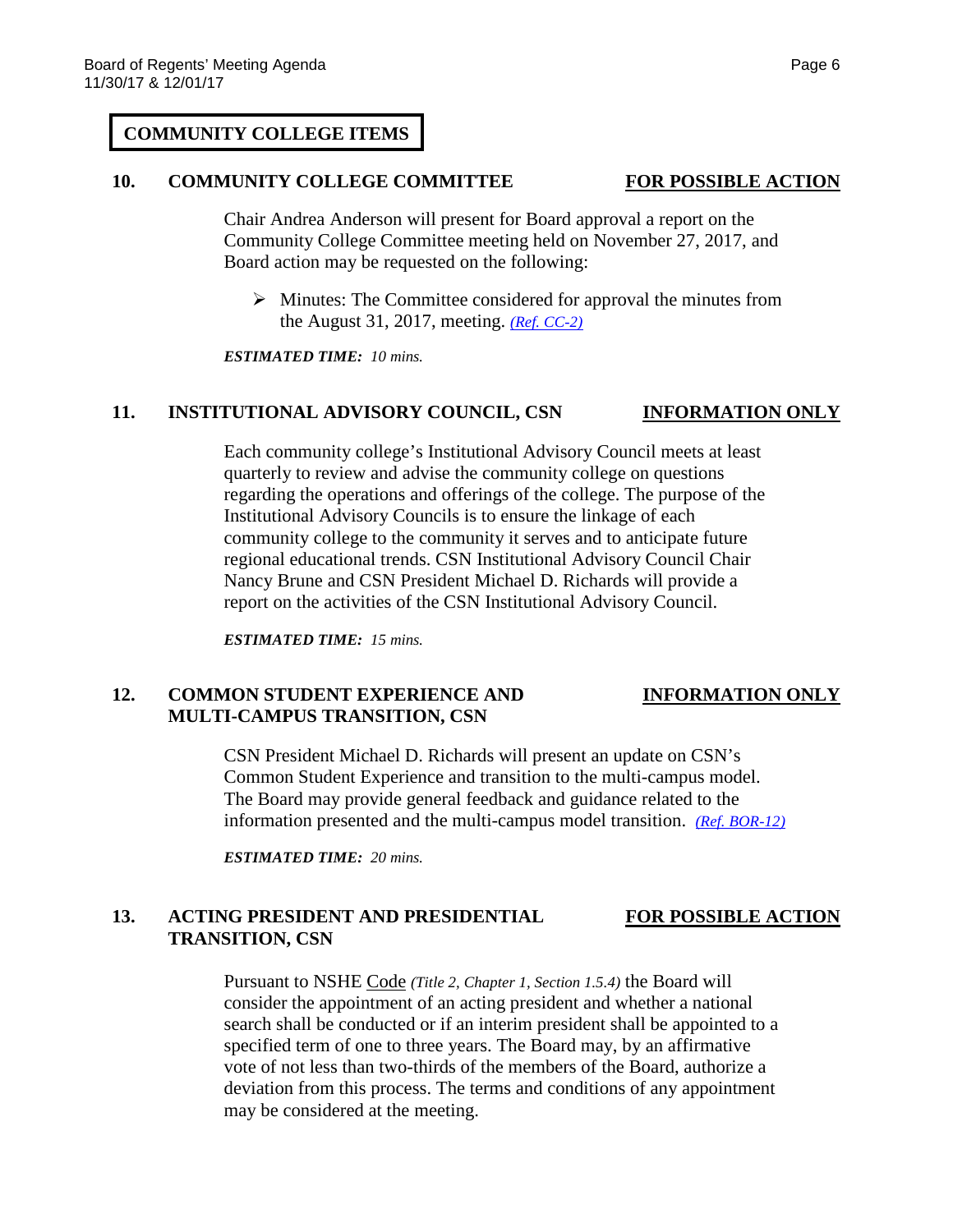## COMMUNITY COLLEGE ITEMS

### 10. COMMUNITY COLLEGE COMMITTEE — FOR POSSIBLE ACTION

Chair Andrea Anderson will present for Board approval a report on the Community College Committee meeting held on November 27, 2017, and Board action may be requested on the following:

- Minutes: The Committee considered for approval the minutes from the August 31, 2017, meeting. *(Ref. CC-2)*

***ESTIMATED TIME:*** *10 mins.*

### 11. INSTITUTIONAL ADVISORY COUNCIL, CSN — INFORMATION ONLY

Each community college's Institutional Advisory Council meets at least quarterly to review and advise the community college on questions regarding the operations and offerings of the college. The purpose of the Institutional Advisory Councils is to ensure the linkage of each community college to the community it serves and to anticipate future regional educational trends. CSN Institutional Advisory Council Chair Nancy Brune and CSN President Michael D. Richards will provide a report on the activities of the CSN Institutional Advisory Council.

***ESTIMATED TIME:*** *15 mins.*

### 12. COMMON STUDENT EXPERIENCE AND MULTI-CAMPUS TRANSITION, CSN — INFORMATION ONLY

CSN President Michael D. Richards will present an update on CSN's Common Student Experience and transition to the multi-campus model. The Board may provide general feedback and guidance related to the information presented and the multi-campus model transition. *(Ref. BOR-12)*

***ESTIMATED TIME:*** *20 mins.*

### 13. ACTING PRESIDENT AND PRESIDENTIAL TRANSITION, CSN — FOR POSSIBLE ACTION

Pursuant to NSHE Code *(Title 2, Chapter 1, Section 1.5.4)* the Board will consider the appointment of an acting president and whether a national search shall be conducted or if an interim president shall be appointed to a specified term of one to three years. The Board may, by an affirmative vote of not less than two-thirds of the members of the Board, authorize a deviation from this process. The terms and conditions of any appointment may be considered at the meeting.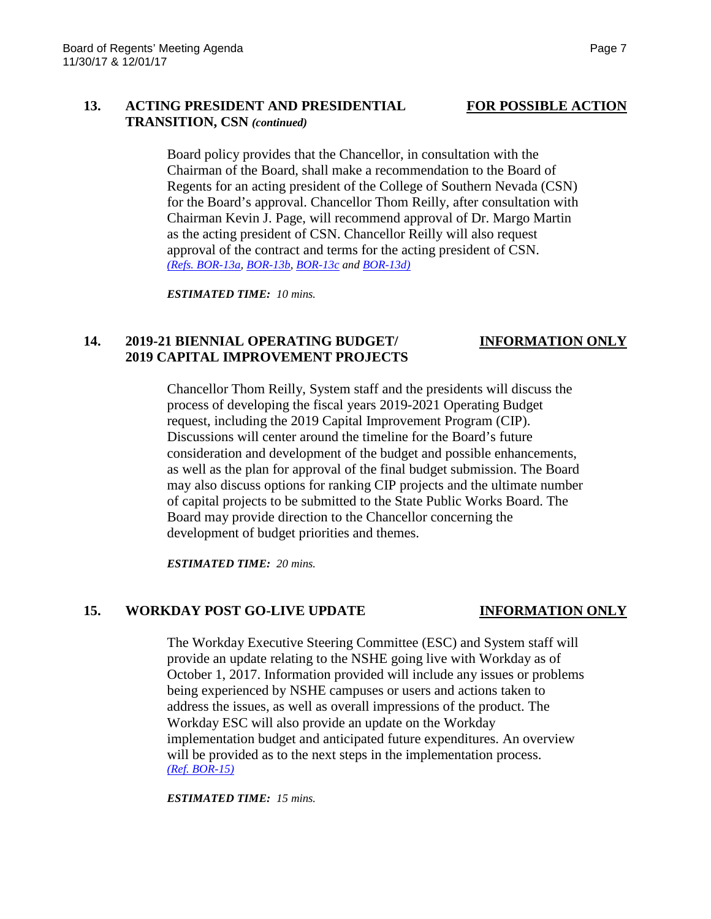## 13. ACTING PRESIDENT AND PRESIDENTIAL TRANSITION, CSN *(continued)* — FOR POSSIBLE ACTION

Board policy provides that the Chancellor, in consultation with the Chairman of the Board, shall make a recommendation to the Board of Regents for an acting president of the College of Southern Nevada (CSN) for the Board's approval. Chancellor Thom Reilly, after consultation with Chairman Kevin J. Page, will recommend approval of Dr. Margo Martin as the acting president of CSN. Chancellor Reilly will also request approval of the contract and terms for the acting president of CSN. *(Refs. BOR-13a, BOR-13b, BOR-13c and BOR-13d)*

***ESTIMATED TIME:*** *10 mins.*

## 14. 2019-21 BIENNIAL OPERATING BUDGET/ 2019 CAPITAL IMPROVEMENT PROJECTS — INFORMATION ONLY

Chancellor Thom Reilly, System staff and the presidents will discuss the process of developing the fiscal years 2019-2021 Operating Budget request, including the 2019 Capital Improvement Program (CIP). Discussions will center around the timeline for the Board's future consideration and development of the budget and possible enhancements, as well as the plan for approval of the final budget submission. The Board may also discuss options for ranking CIP projects and the ultimate number of capital projects to be submitted to the State Public Works Board. The Board may provide direction to the Chancellor concerning the development of budget priorities and themes.

***ESTIMATED TIME:*** *20 mins.*

## 15. WORKDAY POST GO-LIVE UPDATE — INFORMATION ONLY

The Workday Executive Steering Committee (ESC) and System staff will provide an update relating to the NSHE going live with Workday as of October 1, 2017. Information provided will include any issues or problems being experienced by NSHE campuses or users and actions taken to address the issues, as well as overall impressions of the product. The Workday ESC will also provide an update on the Workday implementation budget and anticipated future expenditures. An overview will be provided as to the next steps in the implementation process. *(Ref. BOR-15)*

***ESTIMATED TIME:*** *15 mins.*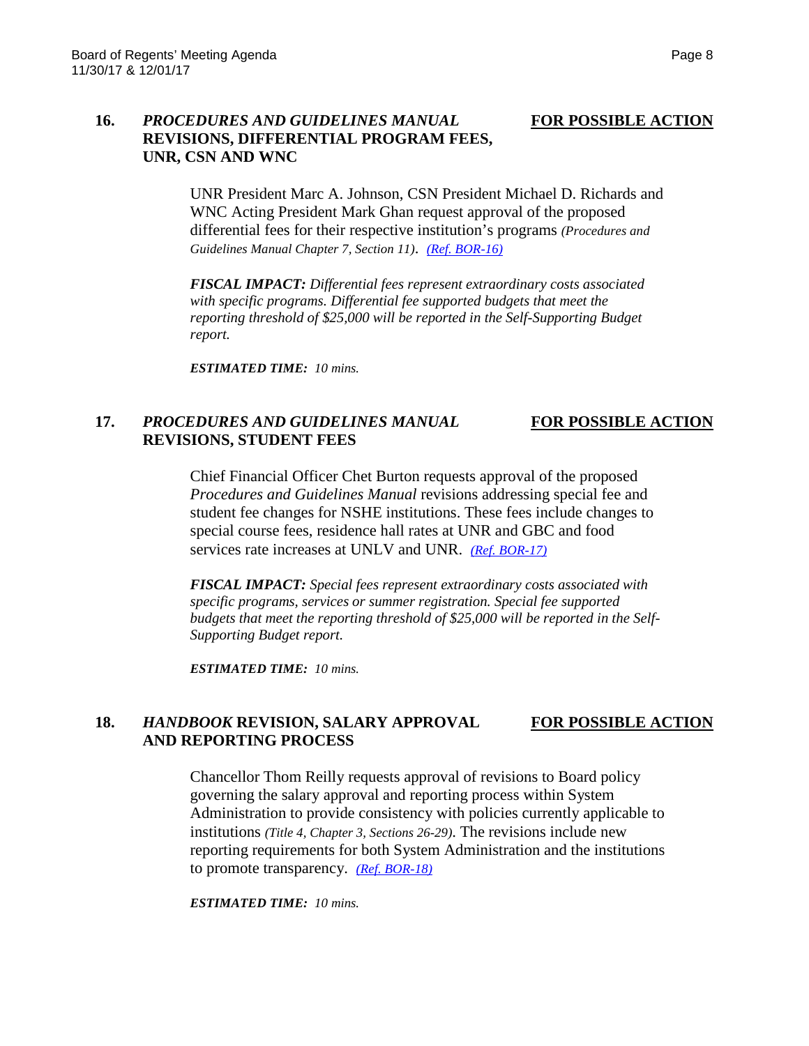**16.** ***PROCEDURES AND GUIDELINES MANUAL* REVISIONS, DIFFERENTIAL PROGRAM FEES, UNR, CSN AND WNC** **<u>FOR POSSIBLE ACTION</u>**

UNR President Marc A. Johnson, CSN President Michael D. Richards and WNC Acting President Mark Ghan request approval of the proposed differential fees for their respective institution's programs *(Procedures and Guidelines Manual Chapter 7, Section 11)*. *(Ref. BOR-16)*

***FISCAL IMPACT:*** *Differential fees represent extraordinary costs associated with specific programs. Differential fee supported budgets that meet the reporting threshold of $25,000 will be reported in the Self-Supporting Budget report.*

***ESTIMATED TIME:*** *10 mins.*

**17.** ***PROCEDURES AND GUIDELINES MANUAL* REVISIONS, STUDENT FEES** **<u>FOR POSSIBLE ACTION</u>**

Chief Financial Officer Chet Burton requests approval of the proposed *Procedures and Guidelines Manual* revisions addressing special fee and student fee changes for NSHE institutions. These fees include changes to special course fees, residence hall rates at UNR and GBC and food services rate increases at UNLV and UNR. *(Ref. BOR-17)*

***FISCAL IMPACT:*** *Special fees represent extraordinary costs associated with specific programs, services or summer registration. Special fee supported budgets that meet the reporting threshold of $25,000 will be reported in the Self-Supporting Budget report.*

***ESTIMATED TIME:*** *10 mins.*

**18.** ***HANDBOOK* REVISION, SALARY APPROVAL AND REPORTING PROCESS** **<u>FOR POSSIBLE ACTION</u>**

Chancellor Thom Reilly requests approval of revisions to Board policy governing the salary approval and reporting process within System Administration to provide consistency with policies currently applicable to institutions *(Title 4, Chapter 3, Sections 26-29)*. The revisions include new reporting requirements for both System Administration and the institutions to promote transparency. *(Ref. BOR-18)*

***ESTIMATED TIME:*** *10 mins.*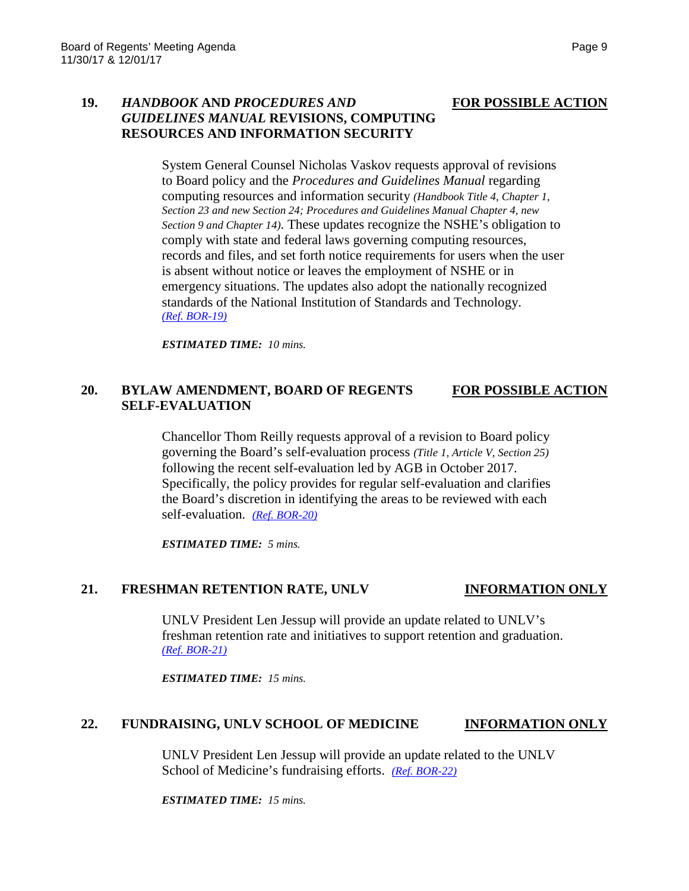## 19. *HANDBOOK* AND *PROCEDURES AND GUIDELINES MANUAL* REVISIONS, COMPUTING RESOURCES AND INFORMATION SECURITY — FOR POSSIBLE ACTION

System General Counsel Nicholas Vaskov requests approval of revisions to Board policy and the *Procedures and Guidelines Manual* regarding computing resources and information security *(Handbook Title 4, Chapter 1, Section 23 and new Section 24; Procedures and Guidelines Manual Chapter 4, new Section 9 and Chapter 14)*. These updates recognize the NSHE's obligation to comply with state and federal laws governing computing resources, records and files, and set forth notice requirements for users when the user is absent without notice or leaves the employment of NSHE or in emergency situations. The updates also adopt the nationally recognized standards of the National Institution of Standards and Technology. *(Ref. BOR-19)*

***ESTIMATED TIME:*** *10 mins.*

## 20. BYLAW AMENDMENT, BOARD OF REGENTS SELF-EVALUATION — FOR POSSIBLE ACTION

Chancellor Thom Reilly requests approval of a revision to Board policy governing the Board's self-evaluation process *(Title 1, Article V, Section 25)* following the recent self-evaluation led by AGB in October 2017. Specifically, the policy provides for regular self-evaluation and clarifies the Board's discretion in identifying the areas to be reviewed with each self-evaluation. *(Ref. BOR-20)*

***ESTIMATED TIME:*** *5 mins.*

## 21. FRESHMAN RETENTION RATE, UNLV — INFORMATION ONLY

UNLV President Len Jessup will provide an update related to UNLV's freshman retention rate and initiatives to support retention and graduation. *(Ref. BOR-21)*

***ESTIMATED TIME:*** *15 mins.*

## 22. FUNDRAISING, UNLV SCHOOL OF MEDICINE — INFORMATION ONLY

UNLV President Len Jessup will provide an update related to the UNLV School of Medicine's fundraising efforts. *(Ref. BOR-22)*

***ESTIMATED TIME:*** *15 mins.*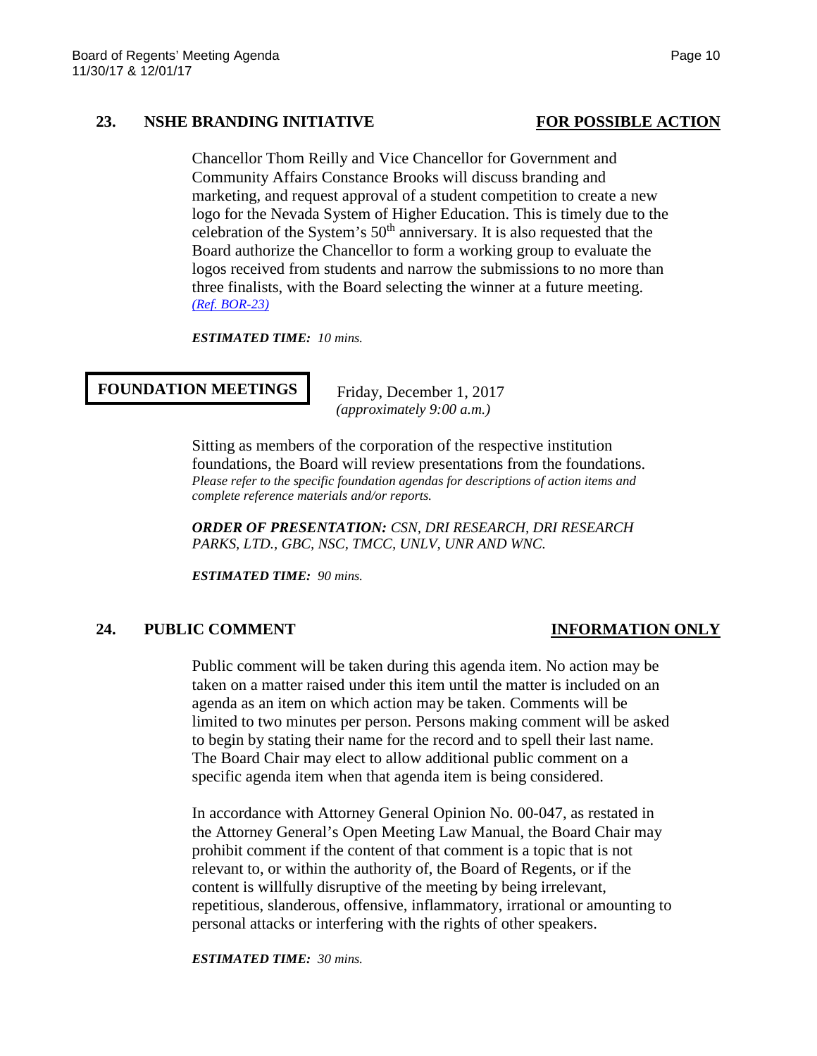## 23. NSHE BRANDING INITIATIVE **FOR POSSIBLE ACTION**

Chancellor Thom Reilly and Vice Chancellor for Government and Community Affairs Constance Brooks will discuss branding and marketing, and request approval of a student competition to create a new logo for the Nevada System of Higher Education. This is timely due to the celebration of the System's 50th anniversary. It is also requested that the Board authorize the Chancellor to form a working group to evaluate the logos received from students and narrow the submissions to no more than three finalists, with the Board selecting the winner at a future meeting. *(Ref. BOR-23)*

***ESTIMATED TIME:*** *10 mins.*

## FOUNDATION MEETINGS

Friday, December 1, 2017
*(approximately 9:00 a.m.)*

Sitting as members of the corporation of the respective institution foundations, the Board will review presentations from the foundations. *Please refer to the specific foundation agendas for descriptions of action items and complete reference materials and/or reports.*

***ORDER OF PRESENTATION:*** *CSN, DRI RESEARCH, DRI RESEARCH PARKS, LTD., GBC, NSC, TMCC, UNLV, UNR AND WNC.*

***ESTIMATED TIME:*** *90 mins.*

## 24. PUBLIC COMMENT **INFORMATION ONLY**

Public comment will be taken during this agenda item. No action may be taken on a matter raised under this item until the matter is included on an agenda as an item on which action may be taken. Comments will be limited to two minutes per person. Persons making comment will be asked to begin by stating their name for the record and to spell their last name. The Board Chair may elect to allow additional public comment on a specific agenda item when that agenda item is being considered.

In accordance with Attorney General Opinion No. 00-047, as restated in the Attorney General's Open Meeting Law Manual, the Board Chair may prohibit comment if the content of that comment is a topic that is not relevant to, or within the authority of, the Board of Regents, or if the content is willfully disruptive of the meeting by being irrelevant, repetitious, slanderous, offensive, inflammatory, irrational or amounting to personal attacks or interfering with the rights of other speakers.

***ESTIMATED TIME:*** *30 mins.*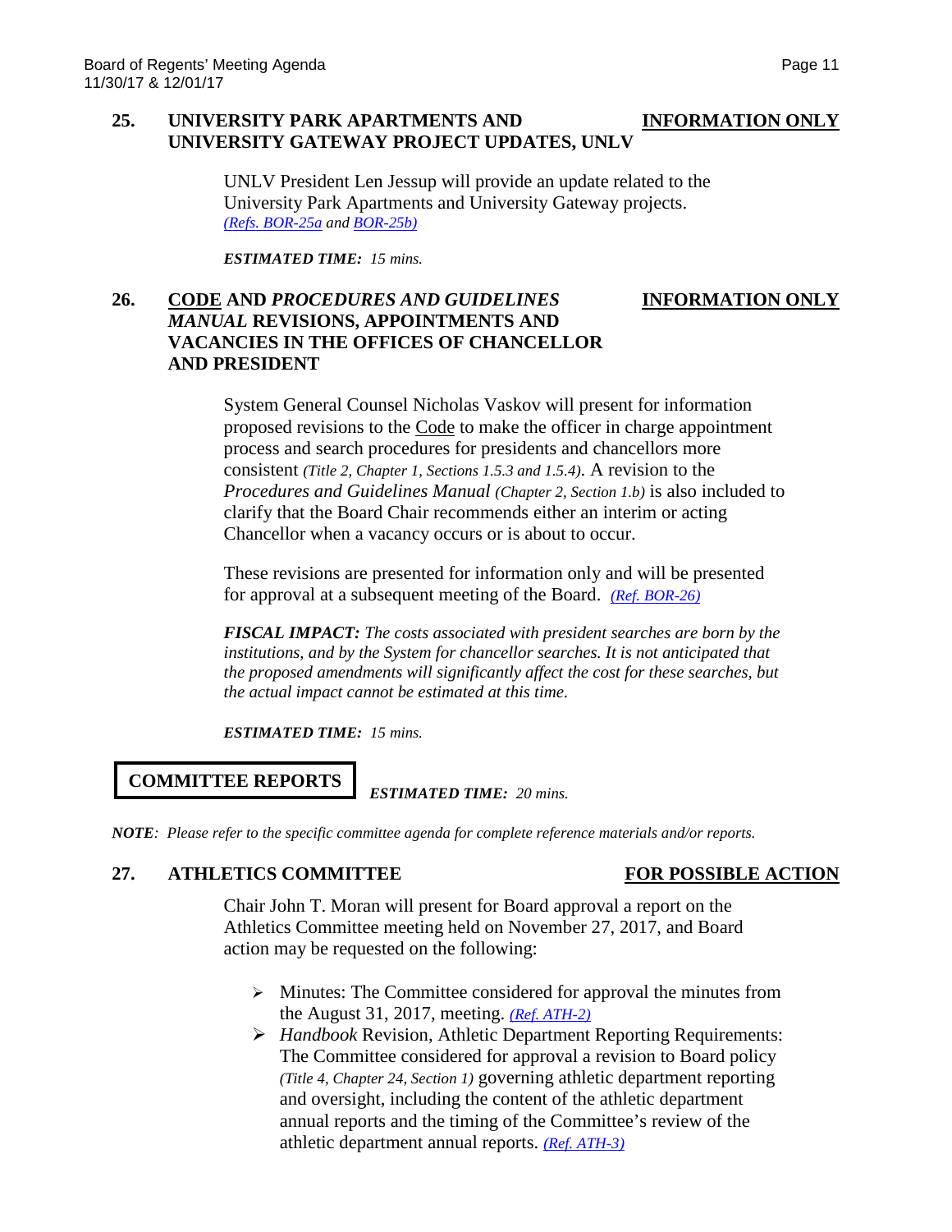**25. UNIVERSITY PARK APARTMENTS AND UNIVERSITY GATEWAY PROJECT UPDATES, UNLV** **INFORMATION ONLY**

UNLV President Len Jessup will provide an update related to the University Park Apartments and University Gateway projects. *(Refs. BOR-25a and BOR-25b)*

***ESTIMATED TIME:*** *15 mins.*

**26. CODE AND *PROCEDURES AND GUIDELINES MANUAL* REVISIONS, APPOINTMENTS AND VACANCIES IN THE OFFICES OF CHANCELLOR AND PRESIDENT** **INFORMATION ONLY**

System General Counsel Nicholas Vaskov will present for information proposed revisions to the Code to make the officer in charge appointment process and search procedures for presidents and chancellors more consistent *(Title 2, Chapter 1, Sections 1.5.3 and 1.5.4)*. A revision to the *Procedures and Guidelines Manual (Chapter 2, Section 1.b)* is also included to clarify that the Board Chair recommends either an interim or acting Chancellor when a vacancy occurs or is about to occur.

These revisions are presented for information only and will be presented for approval at a subsequent meeting of the Board. *(Ref. BOR-26)*

***FISCAL IMPACT:*** *The costs associated with president searches are born by the institutions, and by the System for chancellor searches. It is not anticipated that the proposed amendments will significantly affect the cost for these searches, but the actual impact cannot be estimated at this time.*

***ESTIMATED TIME:*** *15 mins.*

**COMMITTEE REPORTS** ***ESTIMATED TIME:*** *20 mins.*

***NOTE****: Please refer to the specific committee agenda for complete reference materials and/or reports.*

**27. ATHLETICS COMMITTEE** **FOR POSSIBLE ACTION**

Chair John T. Moran will present for Board approval a report on the Athletics Committee meeting held on November 27, 2017, and Board action may be requested on the following:

- Minutes: The Committee considered for approval the minutes from the August 31, 2017, meeting. *(Ref. ATH-2)*
- *Handbook* Revision, Athletic Department Reporting Requirements: The Committee considered for approval a revision to Board policy *(Title 4, Chapter 24, Section 1)* governing athletic department reporting and oversight, including the content of the athletic department annual reports and the timing of the Committee's review of the athletic department annual reports. *(Ref. ATH-3)*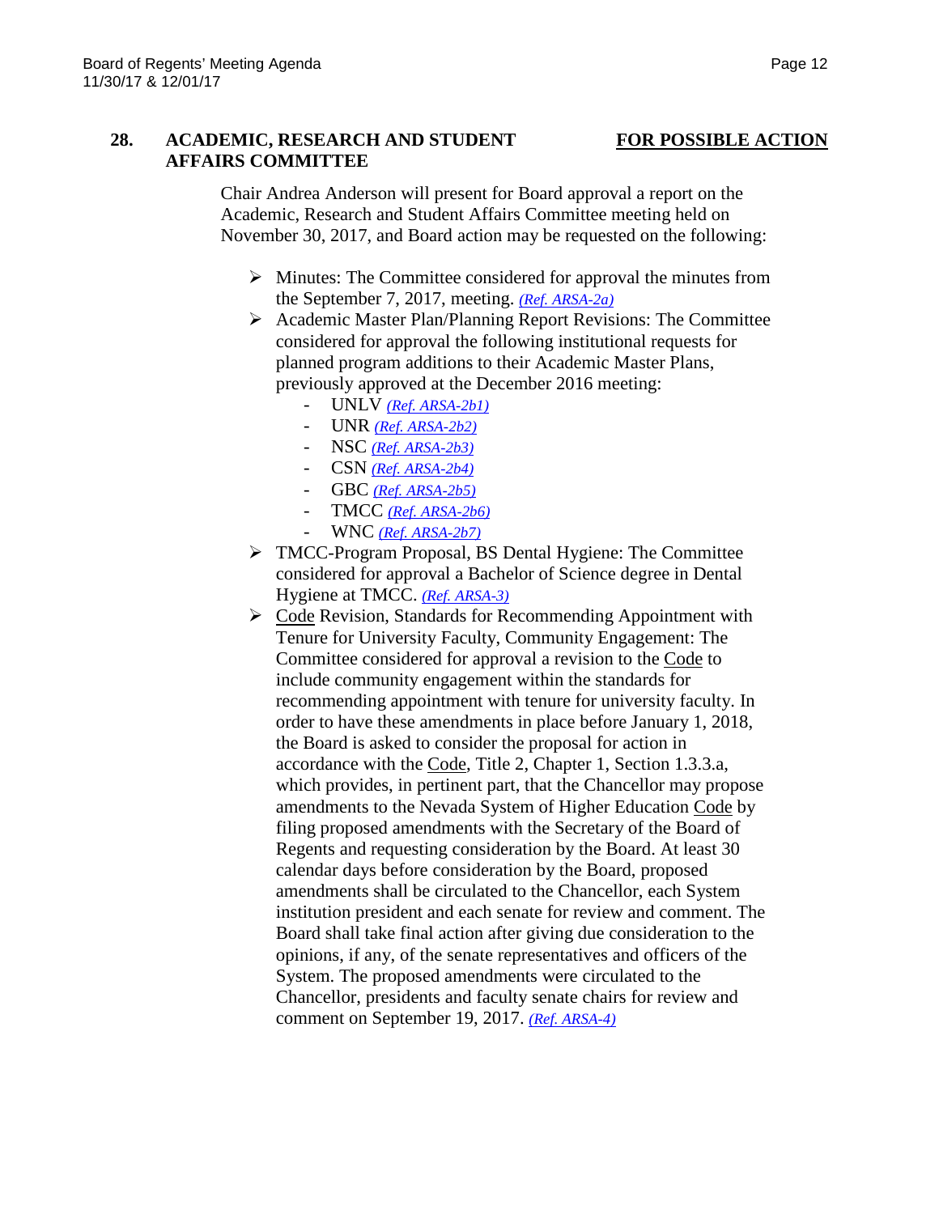## 28. ACADEMIC, RESEARCH AND STUDENT AFFAIRS COMMITTEE

**FOR POSSIBLE ACTION**

Chair Andrea Anderson will present for Board approval a report on the Academic, Research and Student Affairs Committee meeting held on November 30, 2017, and Board action may be requested on the following:

- Minutes: The Committee considered for approval the minutes from the September 7, 2017, meeting. *(Ref. ARSA-2a)*
- Academic Master Plan/Planning Report Revisions: The Committee considered for approval the following institutional requests for planned program additions to their Academic Master Plans, previously approved at the December 2016 meeting:
  - UNLV *(Ref. ARSA-2b1)*
  - UNR *(Ref. ARSA-2b2)*
  - NSC *(Ref. ARSA-2b3)*
  - CSN *(Ref. ARSA-2b4)*
  - GBC *(Ref. ARSA-2b5)*
  - TMCC *(Ref. ARSA-2b6)*
  - WNC *(Ref. ARSA-2b7)*
- TMCC-Program Proposal, BS Dental Hygiene: The Committee considered for approval a Bachelor of Science degree in Dental Hygiene at TMCC. *(Ref. ARSA-3)*
- Code Revision, Standards for Recommending Appointment with Tenure for University Faculty, Community Engagement: The Committee considered for approval a revision to the Code to include community engagement within the standards for recommending appointment with tenure for university faculty. In order to have these amendments in place before January 1, 2018, the Board is asked to consider the proposal for action in accordance with the Code, Title 2, Chapter 1, Section 1.3.3.a, which provides, in pertinent part, that the Chancellor may propose amendments to the Nevada System of Higher Education Code by filing proposed amendments with the Secretary of the Board of Regents and requesting consideration by the Board. At least 30 calendar days before consideration by the Board, proposed amendments shall be circulated to the Chancellor, each System institution president and each senate for review and comment. The Board shall take final action after giving due consideration to the opinions, if any, of the senate representatives and officers of the System. The proposed amendments were circulated to the Chancellor, presidents and faculty senate chairs for review and comment on September 19, 2017. *(Ref. ARSA-4)*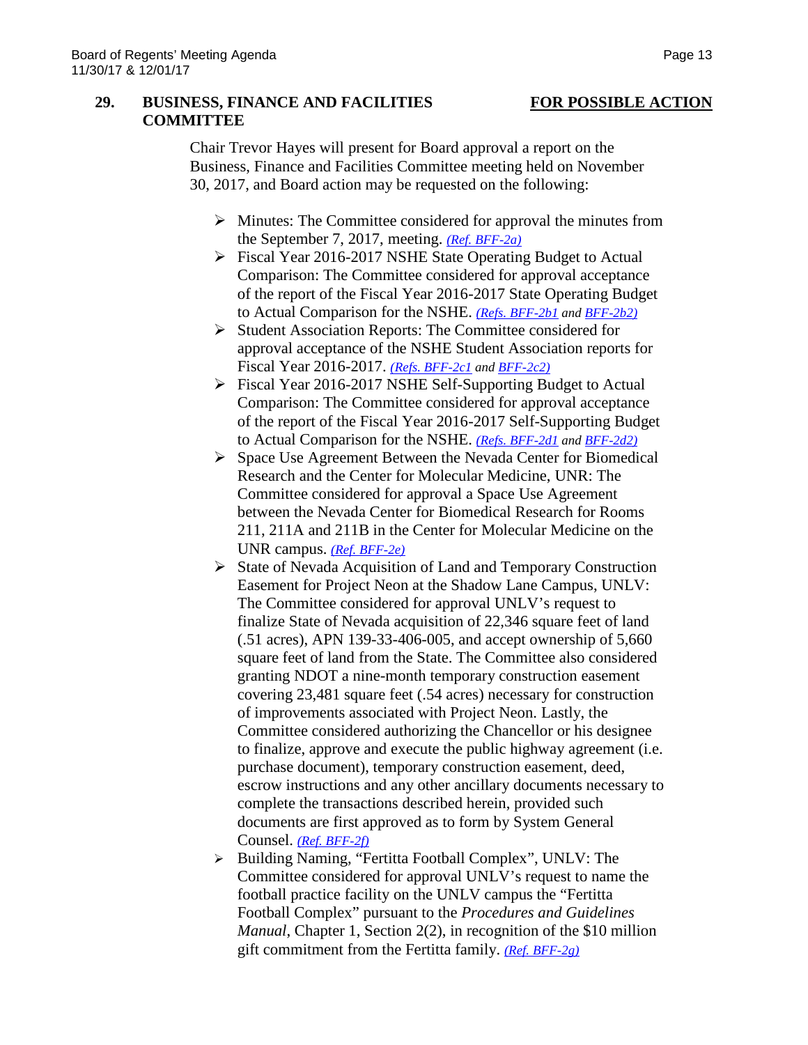**29. BUSINESS, FINANCE AND FACILITIES COMMITTEE** **FOR POSSIBLE ACTION**

Chair Trevor Hayes will present for Board approval a report on the Business, Finance and Facilities Committee meeting held on November 30, 2017, and Board action may be requested on the following:

- Minutes: The Committee considered for approval the minutes from the September 7, 2017, meeting. *(Ref. BFF-2a)*
- Fiscal Year 2016-2017 NSHE State Operating Budget to Actual Comparison: The Committee considered for approval acceptance of the report of the Fiscal Year 2016-2017 State Operating Budget to Actual Comparison for the NSHE. *(Refs. BFF-2b1 and BFF-2b2)*
- Student Association Reports: The Committee considered for approval acceptance of the NSHE Student Association reports for Fiscal Year 2016-2017. *(Refs. BFF-2c1 and BFF-2c2)*
- Fiscal Year 2016-2017 NSHE Self-Supporting Budget to Actual Comparison: The Committee considered for approval acceptance of the report of the Fiscal Year 2016-2017 Self-Supporting Budget to Actual Comparison for the NSHE. *(Refs. BFF-2d1 and BFF-2d2)*
- Space Use Agreement Between the Nevada Center for Biomedical Research and the Center for Molecular Medicine, UNR: The Committee considered for approval a Space Use Agreement between the Nevada Center for Biomedical Research for Rooms 211, 211A and 211B in the Center for Molecular Medicine on the UNR campus. *(Ref. BFF-2e)*
- State of Nevada Acquisition of Land and Temporary Construction Easement for Project Neon at the Shadow Lane Campus, UNLV: The Committee considered for approval UNLV's request to finalize State of Nevada acquisition of 22,346 square feet of land (.51 acres), APN 139-33-406-005, and accept ownership of 5,660 square feet of land from the State. The Committee also considered granting NDOT a nine-month temporary construction easement covering 23,481 square feet (.54 acres) necessary for construction of improvements associated with Project Neon. Lastly, the Committee considered authorizing the Chancellor or his designee to finalize, approve and execute the public highway agreement (i.e. purchase document), temporary construction easement, deed, escrow instructions and any other ancillary documents necessary to complete the transactions described herein, provided such documents are first approved as to form by System General Counsel. *(Ref. BFF-2f)*
- Building Naming, "Fertitta Football Complex", UNLV: The Committee considered for approval UNLV's request to name the football practice facility on the UNLV campus the "Fertitta Football Complex" pursuant to the *Procedures and Guidelines Manual*, Chapter 1, Section 2(2), in recognition of the $10 million gift commitment from the Fertitta family. *(Ref. BFF-2g)*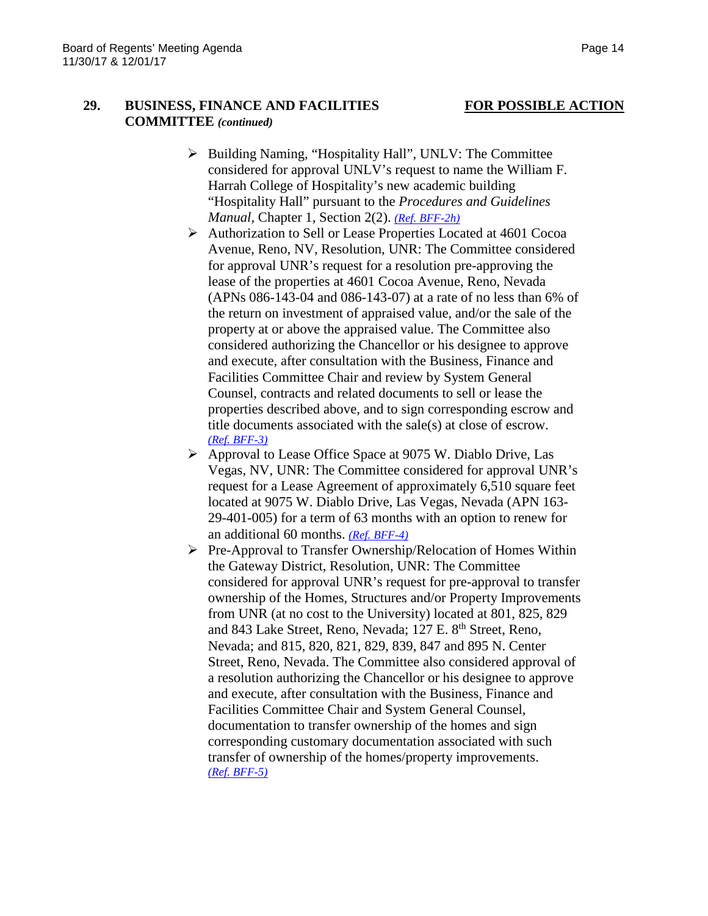**29. BUSINESS, FINANCE AND FACILITIES COMMITTEE *(continued)*** **FOR POSSIBLE ACTION**

- Building Naming, "Hospitality Hall", UNLV: The Committee considered for approval UNLV's request to name the William F. Harrah College of Hospitality's new academic building "Hospitality Hall" pursuant to the *Procedures and Guidelines Manual*, Chapter 1, Section 2(2). *(Ref. BFF-2h)*
- Authorization to Sell or Lease Properties Located at 4601 Cocoa Avenue, Reno, NV, Resolution, UNR: The Committee considered for approval UNR's request for a resolution pre-approving the lease of the properties at 4601 Cocoa Avenue, Reno, Nevada (APNs 086-143-04 and 086-143-07) at a rate of no less than 6% of the return on investment of appraised value, and/or the sale of the property at or above the appraised value. The Committee also considered authorizing the Chancellor or his designee to approve and execute, after consultation with the Business, Finance and Facilities Committee Chair and review by System General Counsel, contracts and related documents to sell or lease the properties described above, and to sign corresponding escrow and title documents associated with the sale(s) at close of escrow. *(Ref. BFF-3)*
- Approval to Lease Office Space at 9075 W. Diablo Drive, Las Vegas, NV, UNR: The Committee considered for approval UNR's request for a Lease Agreement of approximately 6,510 square feet located at 9075 W. Diablo Drive, Las Vegas, Nevada (APN 163-29-401-005) for a term of 63 months with an option to renew for an additional 60 months. *(Ref. BFF-4)*
- Pre-Approval to Transfer Ownership/Relocation of Homes Within the Gateway District, Resolution, UNR: The Committee considered for approval UNR's request for pre-approval to transfer ownership of the Homes, Structures and/or Property Improvements from UNR (at no cost to the University) located at 801, 825, 829 and 843 Lake Street, Reno, Nevada; 127 E. 8th Street, Reno, Nevada; and 815, 820, 821, 829, 839, 847 and 895 N. Center Street, Reno, Nevada. The Committee also considered approval of a resolution authorizing the Chancellor or his designee to approve and execute, after consultation with the Business, Finance and Facilities Committee Chair and System General Counsel, documentation to transfer ownership of the homes and sign corresponding customary documentation associated with such transfer of ownership of the homes/property improvements. *(Ref. BFF-5)*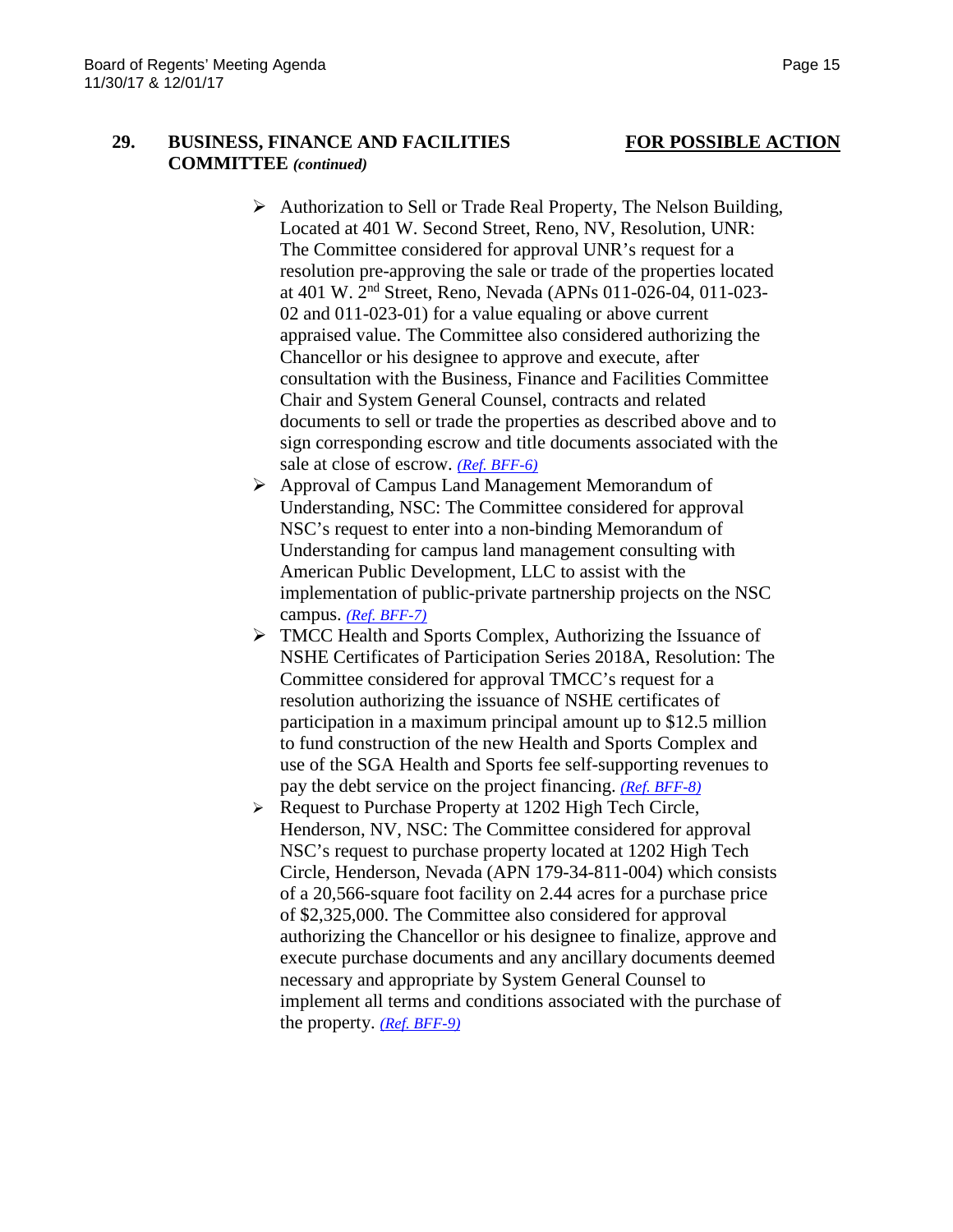**29. BUSINESS, FINANCE AND FACILITIES COMMITTEE *(continued)*** **FOR POSSIBLE ACTION**

- Authorization to Sell or Trade Real Property, The Nelson Building, Located at 401 W. Second Street, Reno, NV, Resolution, UNR: The Committee considered for approval UNR's request for a resolution pre-approving the sale or trade of the properties located at 401 W. 2nd Street, Reno, Nevada (APNs 011-026-04, 011-023-02 and 011-023-01) for a value equaling or above current appraised value. The Committee also considered authorizing the Chancellor or his designee to approve and execute, after consultation with the Business, Finance and Facilities Committee Chair and System General Counsel, contracts and related documents to sell or trade the properties as described above and to sign corresponding escrow and title documents associated with the sale at close of escrow. *(Ref. BFF-6)*
- Approval of Campus Land Management Memorandum of Understanding, NSC: The Committee considered for approval NSC's request to enter into a non-binding Memorandum of Understanding for campus land management consulting with American Public Development, LLC to assist with the implementation of public-private partnership projects on the NSC campus. *(Ref. BFF-7)*
- TMCC Health and Sports Complex, Authorizing the Issuance of NSHE Certificates of Participation Series 2018A, Resolution: The Committee considered for approval TMCC's request for a resolution authorizing the issuance of NSHE certificates of participation in a maximum principal amount up to $12.5 million to fund construction of the new Health and Sports Complex and use of the SGA Health and Sports fee self-supporting revenues to pay the debt service on the project financing. *(Ref. BFF-8)*
- Request to Purchase Property at 1202 High Tech Circle, Henderson, NV, NSC: The Committee considered for approval NSC's request to purchase property located at 1202 High Tech Circle, Henderson, Nevada (APN 179-34-811-004) which consists of a 20,566-square foot facility on 2.44 acres for a purchase price of $2,325,000. The Committee also considered for approval authorizing the Chancellor or his designee to finalize, approve and execute purchase documents and any ancillary documents deemed necessary and appropriate by System General Counsel to implement all terms and conditions associated with the purchase of the property. *(Ref. BFF-9)*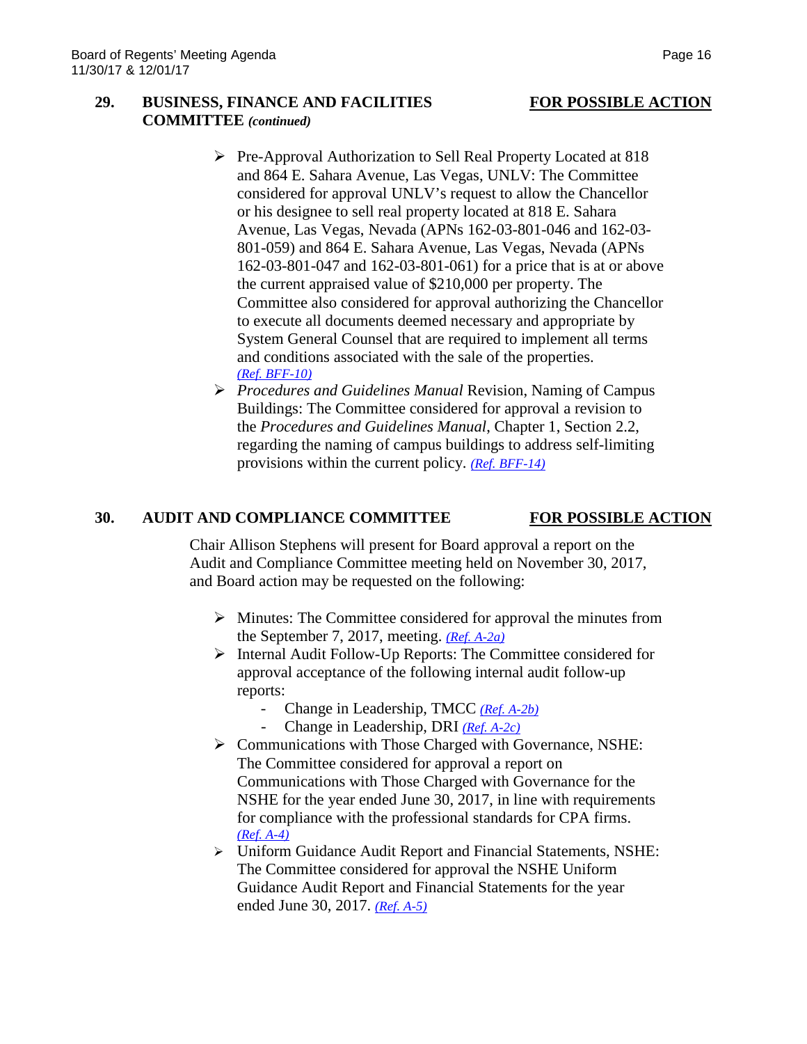## 29. BUSINESS, FINANCE AND FACILITIES COMMITTEE *(continued)* — FOR POSSIBLE ACTION

- Pre-Approval Authorization to Sell Real Property Located at 818 and 864 E. Sahara Avenue, Las Vegas, UNLV: The Committee considered for approval UNLV's request to allow the Chancellor or his designee to sell real property located at 818 E. Sahara Avenue, Las Vegas, Nevada (APNs 162-03-801-046 and 162-03-801-059) and 864 E. Sahara Avenue, Las Vegas, Nevada (APNs 162-03-801-047 and 162-03-801-061) for a price that is at or above the current appraised value of $210,000 per property. The Committee also considered for approval authorizing the Chancellor to execute all documents deemed necessary and appropriate by System General Counsel that are required to implement all terms and conditions associated with the sale of the properties. *(Ref. BFF-10)*
- *Procedures and Guidelines Manual* Revision, Naming of Campus Buildings: The Committee considered for approval a revision to the *Procedures and Guidelines Manual*, Chapter 1, Section 2.2, regarding the naming of campus buildings to address self-limiting provisions within the current policy. *(Ref. BFF-14)*

## 30. AUDIT AND COMPLIANCE COMMITTEE — FOR POSSIBLE ACTION

Chair Allison Stephens will present for Board approval a report on the Audit and Compliance Committee meeting held on November 30, 2017, and Board action may be requested on the following:

- Minutes: The Committee considered for approval the minutes from the September 7, 2017, meeting. *(Ref. A-2a)*
- Internal Audit Follow-Up Reports: The Committee considered for approval acceptance of the following internal audit follow-up reports:
  - Change in Leadership, TMCC *(Ref. A-2b)*
  - Change in Leadership, DRI *(Ref. A-2c)*
- Communications with Those Charged with Governance, NSHE: The Committee considered for approval a report on Communications with Those Charged with Governance for the NSHE for the year ended June 30, 2017, in line with requirements for compliance with the professional standards for CPA firms. *(Ref. A-4)*
- Uniform Guidance Audit Report and Financial Statements, NSHE: The Committee considered for approval the NSHE Uniform Guidance Audit Report and Financial Statements for the year ended June 30, 2017. *(Ref. A-5)*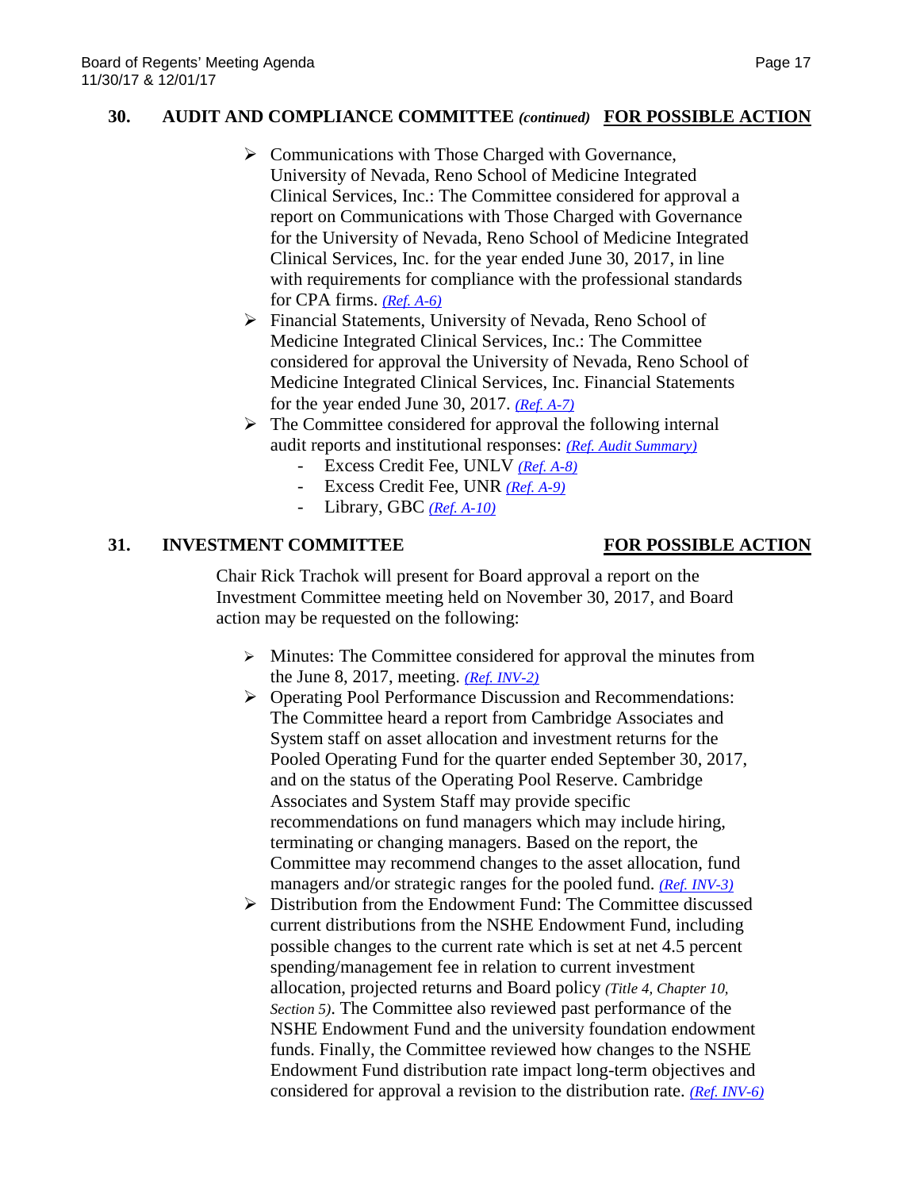**30. AUDIT AND COMPLIANCE COMMITTEE** ***(continued)*** **FOR POSSIBLE ACTION**

- Communications with Those Charged with Governance, University of Nevada, Reno School of Medicine Integrated Clinical Services, Inc.: The Committee considered for approval a report on Communications with Those Charged with Governance for the University of Nevada, Reno School of Medicine Integrated Clinical Services, Inc. for the year ended June 30, 2017, in line with requirements for compliance with the professional standards for CPA firms. *(Ref. A-6)*
- Financial Statements, University of Nevada, Reno School of Medicine Integrated Clinical Services, Inc.: The Committee considered for approval the University of Nevada, Reno School of Medicine Integrated Clinical Services, Inc. Financial Statements for the year ended June 30, 2017. *(Ref. A-7)*
- The Committee considered for approval the following internal audit reports and institutional responses: *(Ref. Audit Summary)*
  - Excess Credit Fee, UNLV *(Ref. A-8)*
  - Excess Credit Fee, UNR *(Ref. A-9)*
  - Library, GBC *(Ref. A-10)*

**31. INVESTMENT COMMITTEE** **FOR POSSIBLE ACTION**

Chair Rick Trachok will present for Board approval a report on the Investment Committee meeting held on November 30, 2017, and Board action may be requested on the following:

- Minutes: The Committee considered for approval the minutes from the June 8, 2017, meeting. *(Ref. INV-2)*
- Operating Pool Performance Discussion and Recommendations: The Committee heard a report from Cambridge Associates and System staff on asset allocation and investment returns for the Pooled Operating Fund for the quarter ended September 30, 2017, and on the status of the Operating Pool Reserve. Cambridge Associates and System Staff may provide specific recommendations on fund managers which may include hiring, terminating or changing managers. Based on the report, the Committee may recommend changes to the asset allocation, fund managers and/or strategic ranges for the pooled fund. *(Ref. INV-3)*
- Distribution from the Endowment Fund: The Committee discussed current distributions from the NSHE Endowment Fund, including possible changes to the current rate which is set at net 4.5 percent spending/management fee in relation to current investment allocation, projected returns and Board policy *(Title 4, Chapter 10, Section 5)*. The Committee also reviewed past performance of the NSHE Endowment Fund and the university foundation endowment funds. Finally, the Committee reviewed how changes to the NSHE Endowment Fund distribution rate impact long-term objectives and considered for approval a revision to the distribution rate. *(Ref. INV-6)*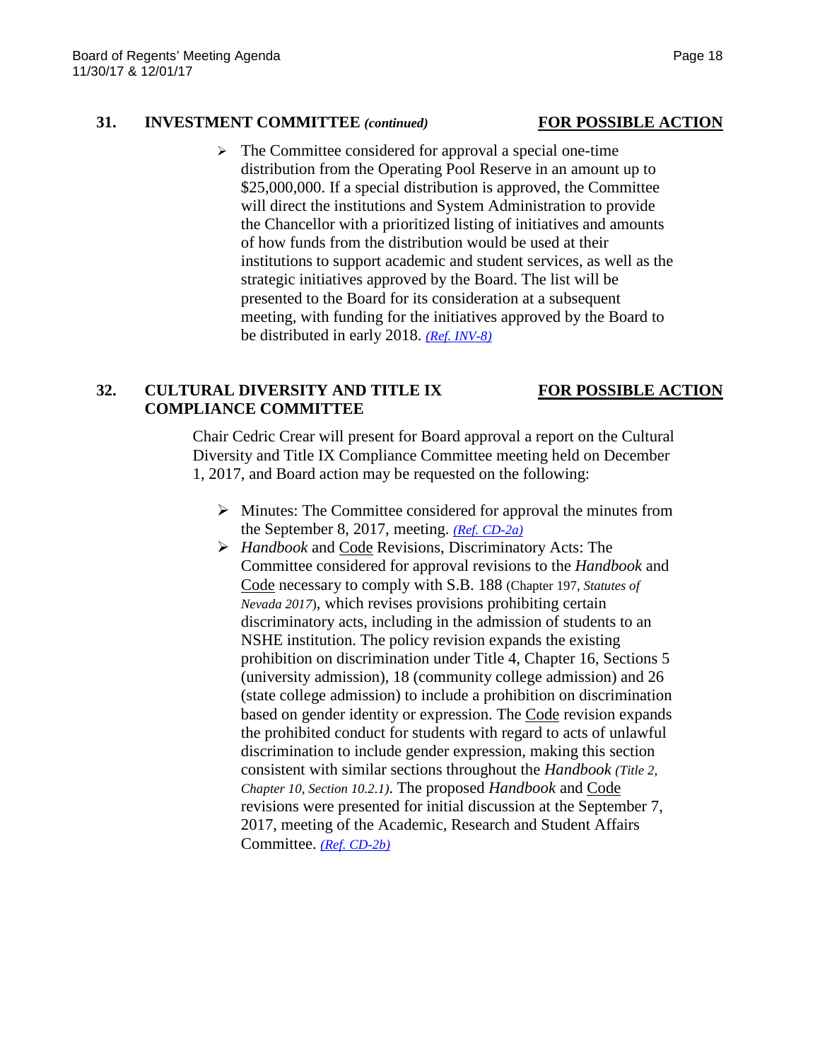## 31. INVESTMENT COMMITTEE *(continued)* **FOR POSSIBLE ACTION**

- The Committee considered for approval a special one-time distribution from the Operating Pool Reserve in an amount up to $25,000,000. If a special distribution is approved, the Committee will direct the institutions and System Administration to provide the Chancellor with a prioritized listing of initiatives and amounts of how funds from the distribution would be used at their institutions to support academic and student services, as well as the strategic initiatives approved by the Board. The list will be presented to the Board for its consideration at a subsequent meeting, with funding for the initiatives approved by the Board to be distributed in early 2018. *(Ref. INV-8)*

## 32. CULTURAL DIVERSITY AND TITLE IX COMPLIANCE COMMITTEE **FOR POSSIBLE ACTION**

Chair Cedric Crear will present for Board approval a report on the Cultural Diversity and Title IX Compliance Committee meeting held on December 1, 2017, and Board action may be requested on the following:

- Minutes: The Committee considered for approval the minutes from the September 8, 2017, meeting. *(Ref. CD-2a)*
- *Handbook* and Code Revisions, Discriminatory Acts: The Committee considered for approval revisions to the *Handbook* and Code necessary to comply with S.B. 188 (Chapter 197, *Statutes of Nevada 2017*), which revises provisions prohibiting certain discriminatory acts, including in the admission of students to an NSHE institution. The policy revision expands the existing prohibition on discrimination under Title 4, Chapter 16, Sections 5 (university admission), 18 (community college admission) and 26 (state college admission) to include a prohibition on discrimination based on gender identity or expression. The Code revision expands the prohibited conduct for students with regard to acts of unlawful discrimination to include gender expression, making this section consistent with similar sections throughout the *Handbook* *(Title 2, Chapter 10, Section 10.2.1)*. The proposed *Handbook* and Code revisions were presented for initial discussion at the September 7, 2017, meeting of the Academic, Research and Student Affairs Committee. *(Ref. CD-2b)*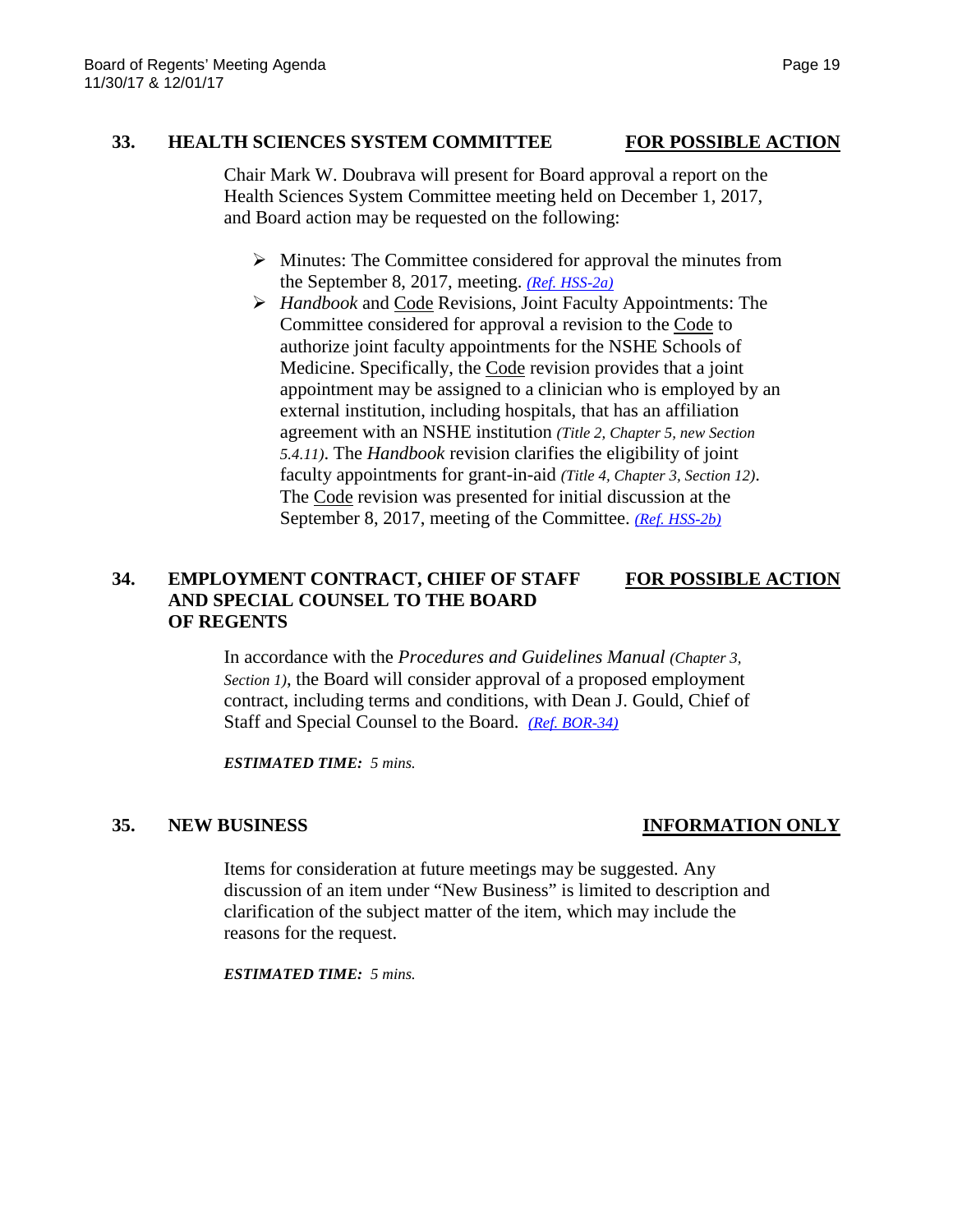### 33. HEALTH SCIENCES SYSTEM COMMITTEE — <u>**FOR POSSIBLE ACTION**</u>

Chair Mark W. Doubrava will present for Board approval a report on the Health Sciences System Committee meeting held on December 1, 2017, and Board action may be requested on the following:

- Minutes: The Committee considered for approval the minutes from the September 8, 2017, meeting. *(Ref. HSS-2a)*
- *Handbook* and <u>Code</u> Revisions, Joint Faculty Appointments: The Committee considered for approval a revision to the <u>Code</u> to authorize joint faculty appointments for the NSHE Schools of Medicine. Specifically, the <u>Code</u> revision provides that a joint appointment may be assigned to a clinician who is employed by an external institution, including hospitals, that has an affiliation agreement with an NSHE institution *(Title 2, Chapter 5, new Section 5.4.11)*. The *Handbook* revision clarifies the eligibility of joint faculty appointments for grant-in-aid *(Title 4, Chapter 3, Section 12)*. The <u>Code</u> revision was presented for initial discussion at the September 8, 2017, meeting of the Committee. *(Ref. HSS-2b)*

### 34. EMPLOYMENT CONTRACT, CHIEF OF STAFF AND SPECIAL COUNSEL TO THE BOARD OF REGENTS — <u>**FOR POSSIBLE ACTION**</u>

In accordance with the *Procedures and Guidelines Manual (Chapter 3, Section 1)*, the Board will consider approval of a proposed employment contract, including terms and conditions, with Dean J. Gould, Chief of Staff and Special Counsel to the Board. *(Ref. BOR-34)*

***ESTIMATED TIME:*** *5 mins.*

### 35. NEW BUSINESS — <u>**INFORMATION ONLY**</u>

Items for consideration at future meetings may be suggested. Any discussion of an item under "New Business" is limited to description and clarification of the subject matter of the item, which may include the reasons for the request.

***ESTIMATED TIME:*** *5 mins.*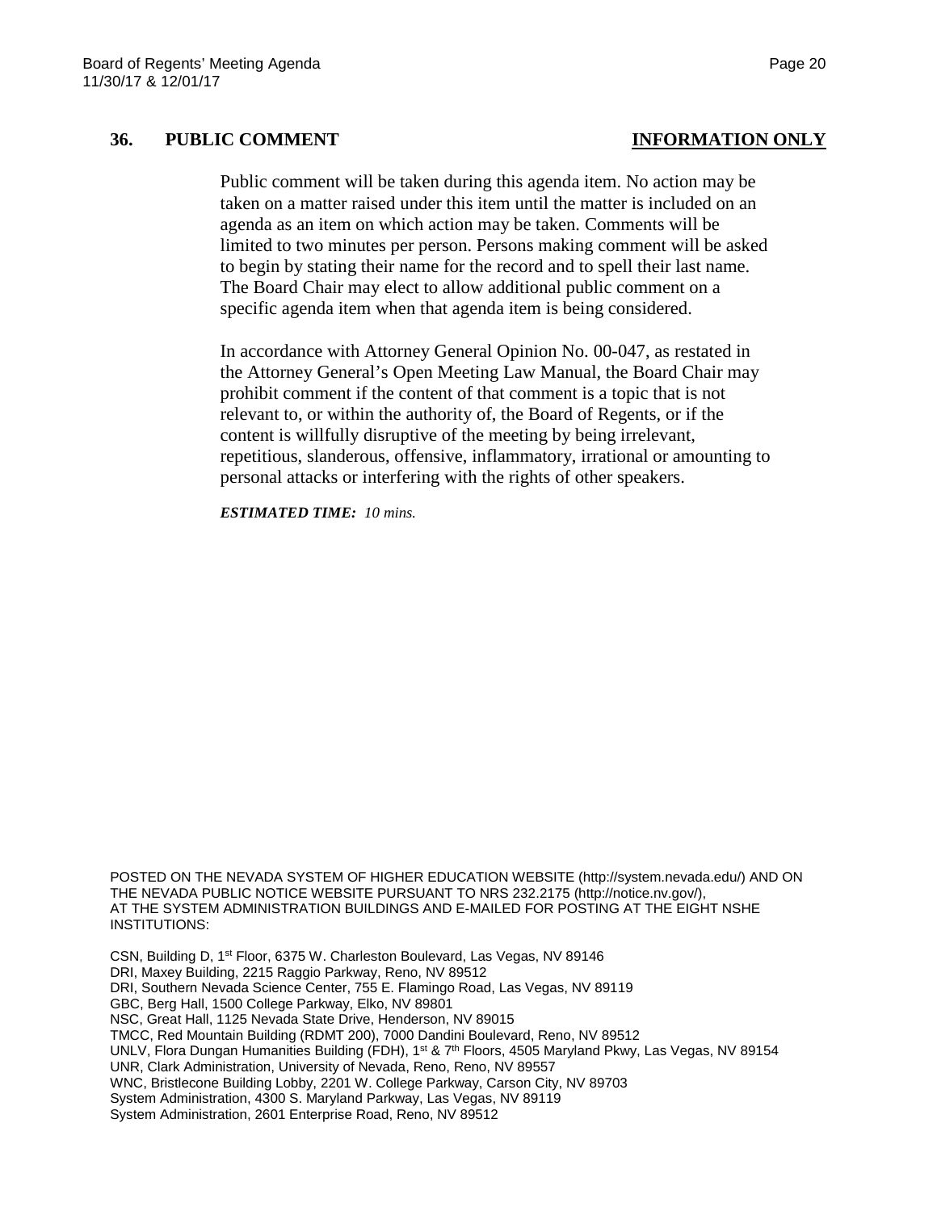## 36. PUBLIC COMMENT **INFORMATION ONLY**

Public comment will be taken during this agenda item. No action may be taken on a matter raised under this item until the matter is included on an agenda as an item on which action may be taken. Comments will be limited to two minutes per person. Persons making comment will be asked to begin by stating their name for the record and to spell their last name. The Board Chair may elect to allow additional public comment on a specific agenda item when that agenda item is being considered.

In accordance with Attorney General Opinion No. 00-047, as restated in the Attorney General's Open Meeting Law Manual, the Board Chair may prohibit comment if the content of that comment is a topic that is not relevant to, or within the authority of, the Board of Regents, or if the content is willfully disruptive of the meeting by being irrelevant, repetitious, slanderous, offensive, inflammatory, irrational or amounting to personal attacks or interfering with the rights of other speakers.

***ESTIMATED TIME:*** *10 mins.*

POSTED ON THE NEVADA SYSTEM OF HIGHER EDUCATION WEBSITE (http://system.nevada.edu/) AND ON THE NEVADA PUBLIC NOTICE WEBSITE PURSUANT TO NRS 232.2175 (http://notice.nv.gov/), AT THE SYSTEM ADMINISTRATION BUILDINGS AND E-MAILED FOR POSTING AT THE EIGHT NSHE INSTITUTIONS:

CSN, Building D, 1st Floor, 6375 W. Charleston Boulevard, Las Vegas, NV 89146
DRI, Maxey Building, 2215 Raggio Parkway, Reno, NV 89512
DRI, Southern Nevada Science Center, 755 E. Flamingo Road, Las Vegas, NV 89119
GBC, Berg Hall, 1500 College Parkway, Elko, NV 89801
NSC, Great Hall, 1125 Nevada State Drive, Henderson, NV 89015
TMCC, Red Mountain Building (RDMT 200), 7000 Dandini Boulevard, Reno, NV 89512
UNLV, Flora Dungan Humanities Building (FDH), 1st & 7th Floors, 4505 Maryland Pkwy, Las Vegas, NV 89154
UNR, Clark Administration, University of Nevada, Reno, Reno, NV 89557
WNC, Bristlecone Building Lobby, 2201 W. College Parkway, Carson City, NV 89703
System Administration, 4300 S. Maryland Parkway, Las Vegas, NV 89119
System Administration, 2601 Enterprise Road, Reno, NV 89512